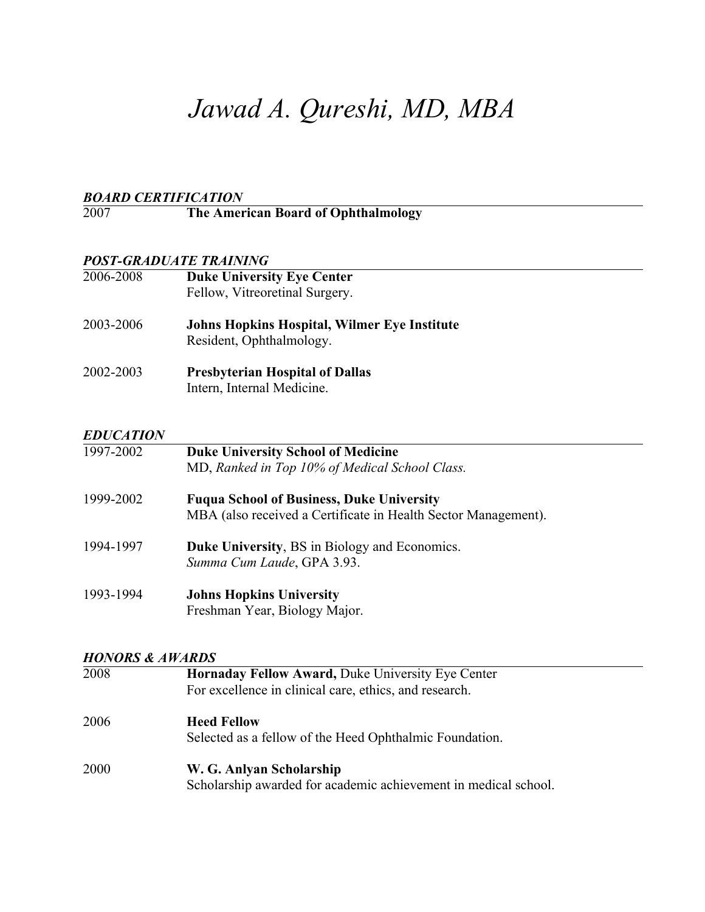# *Jawad A. Qureshi, MD, MBA*

## ***BOARD CERTIFICATION***

2007 **The American Board of Ophthalmology**

## ***POST-GRADUATE TRAINING***

2006-2008 **Duke University Eye Center**
Fellow, Vitreoretinal Surgery.

2003-2006 **Johns Hopkins Hospital, Wilmer Eye Institute**
Resident, Ophthalmology.

2002-2003 **Presbyterian Hospital of Dallas**
Intern, Internal Medicine.

## ***EDUCATION***

1997-2002 **Duke University School of Medicine**
MD, *Ranked in Top 10% of Medical School Class.*

1999-2002 **Fuqua School of Business, Duke University**
MBA (also received a Certificate in Health Sector Management).

1994-1997 **Duke University**, BS in Biology and Economics.
*Summa Cum Laude*, GPA 3.93.

1993-1994 **Johns Hopkins University**
Freshman Year, Biology Major.

## ***HONORS & AWARDS***

2008 **Hornaday Fellow Award,** Duke University Eye Center
For excellence in clinical care, ethics, and research.

2006 **Heed Fellow**
Selected as a fellow of the Heed Ophthalmic Foundation.

2000 **W. G. Anlyan Scholarship**
Scholarship awarded for academic achievement in medical school.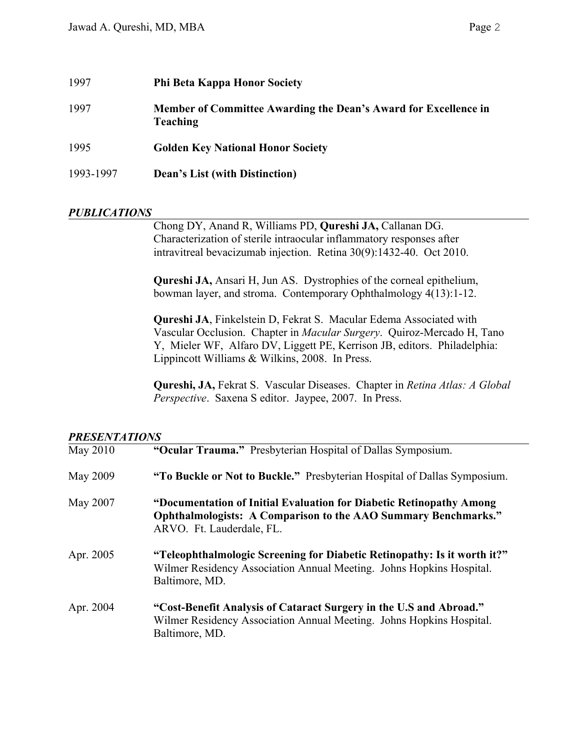1997 **Phi Beta Kappa Honor Society**

1997 **Member of Committee Awarding the Dean's Award for Excellence in Teaching**

1995 **Golden Key National Honor Society**

1993-1997 **Dean's List (with Distinction)**

***PUBLICATIONS***

Chong DY, Anand R, Williams PD, **Qureshi JA,** Callanan DG. Characterization of sterile intraocular inflammatory responses after intravitreal bevacizumab injection. Retina 30(9):1432-40. Oct 2010.

**Qureshi JA,** Ansari H, Jun AS. Dystrophies of the corneal epithelium, bowman layer, and stroma. Contemporary Ophthalmology 4(13):1-12.

**Qureshi JA**, Finkelstein D, Fekrat S. Macular Edema Associated with Vascular Occlusion. Chapter in *Macular Surgery*. Quiroz-Mercado H, Tano Y, Mieler WF, Alfaro DV, Liggett PE, Kerrison JB, editors. Philadelphia: Lippincott Williams & Wilkins, 2008. In Press.

**Qureshi, JA,** Fekrat S. Vascular Diseases. Chapter in *Retina Atlas: A Global Perspective*. Saxena S editor. Jaypee, 2007. In Press.

***PRESENTATIONS***

May 2010 **"Ocular Trauma."** Presbyterian Hospital of Dallas Symposium.

May 2009 **"To Buckle or Not to Buckle."** Presbyterian Hospital of Dallas Symposium.

May 2007 **"Documentation of Initial Evaluation for Diabetic Retinopathy Among Ophthalmologists: A Comparison to the AAO Summary Benchmarks."** ARVO. Ft. Lauderdale, FL.

Apr. 2005 **"Teleophthalmologic Screening for Diabetic Retinopathy: Is it worth it?"** Wilmer Residency Association Annual Meeting. Johns Hopkins Hospital. Baltimore, MD.

Apr. 2004 **"Cost-Benefit Analysis of Cataract Surgery in the U.S and Abroad."** Wilmer Residency Association Annual Meeting. Johns Hopkins Hospital. Baltimore, MD.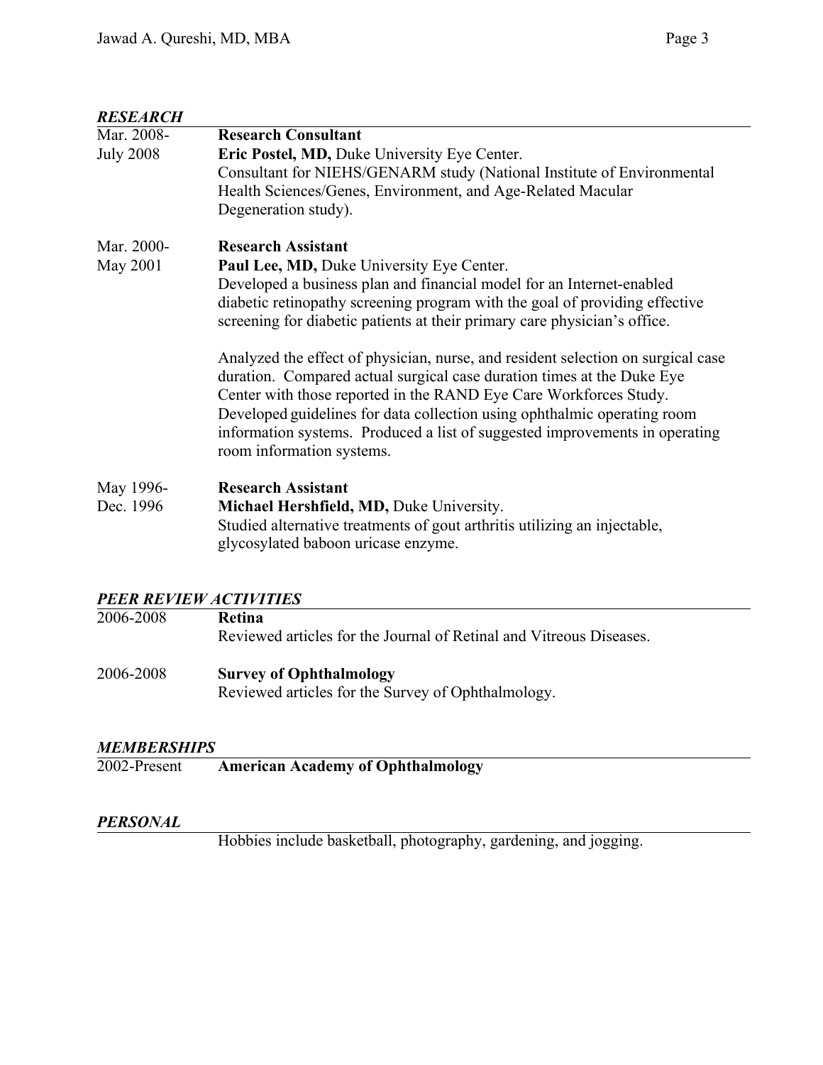## *RESEARCH*

Mar. 2008-
July 2008

**Research Consultant**
**Eric Postel, MD,** Duke University Eye Center.
Consultant for NIEHS/GENARM study (National Institute of Environmental Health Sciences/Genes, Environment, and Age-Related Macular Degeneration study).

Mar. 2000-
May 2001

**Research Assistant**
**Paul Lee, MD,** Duke University Eye Center.
Developed a business plan and financial model for an Internet-enabled diabetic retinopathy screening program with the goal of providing effective screening for diabetic patients at their primary care physician's office.

Analyzed the effect of physician, nurse, and resident selection on surgical case duration. Compared actual surgical case duration times at the Duke Eye Center with those reported in the RAND Eye Care Workforces Study. Developed guidelines for data collection using ophthalmic operating room information systems. Produced a list of suggested improvements in operating room information systems.

May 1996-
Dec. 1996

**Research Assistant**
**Michael Hershfield, MD,** Duke University.
Studied alternative treatments of gout arthritis utilizing an injectable, glycosylated baboon uricase enzyme.

## *PEER REVIEW ACTIVITIES*

2006-2008

**Retina**
Reviewed articles for the Journal of Retinal and Vitreous Diseases.

2006-2008

**Survey of Ophthalmology**
Reviewed articles for the Survey of Ophthalmology.

## *MEMBERSHIPS*

2002-Present **American Academy of Ophthalmology**

## *PERSONAL*

Hobbies include basketball, photography, gardening, and jogging.